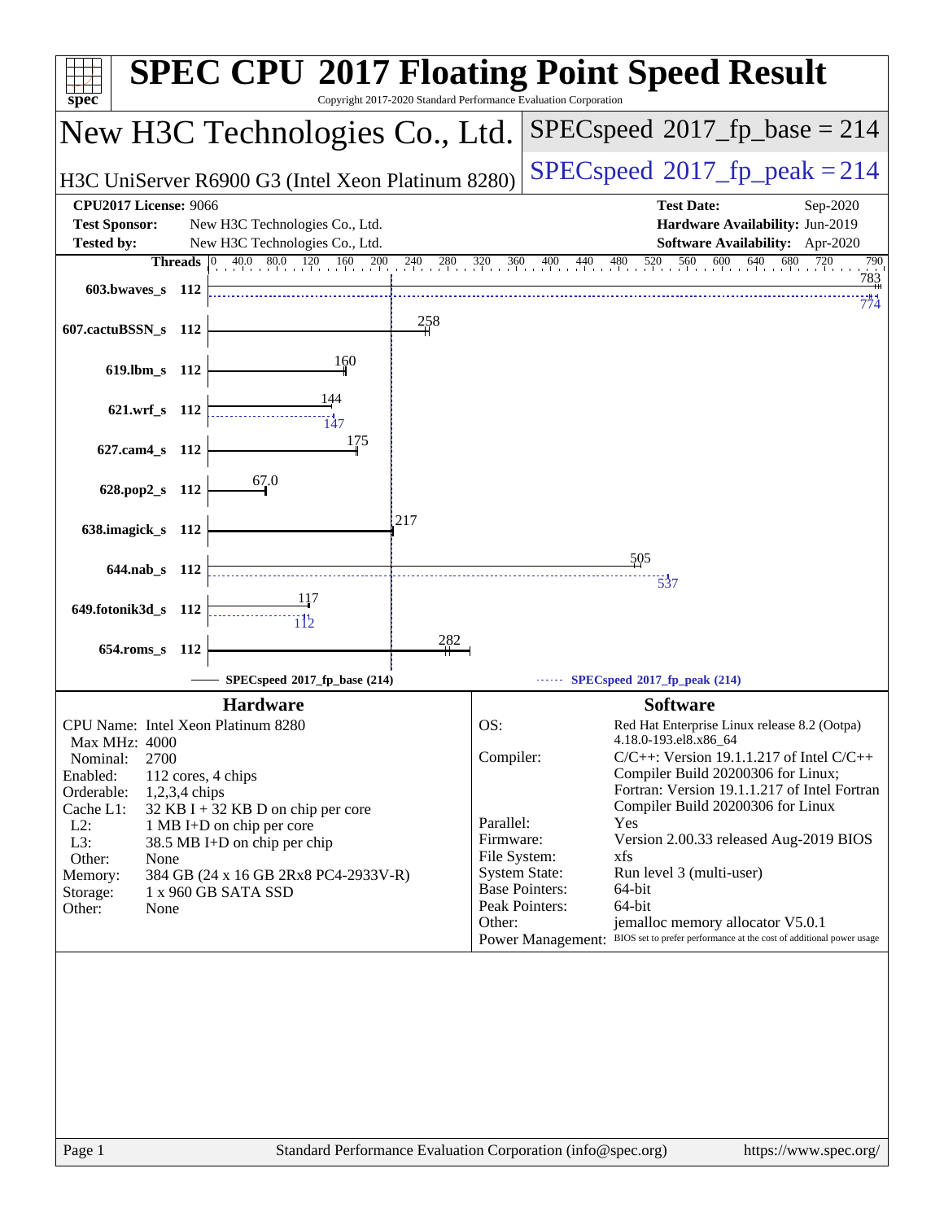# SPEC CPU 2017 Floating Point Speed Result

Copyright 2017-2020 Standard Performance Evaluation Corporation

## New H3C Technologies Co., Ltd.

H3C UniServer R6900 G3 (Intel Xeon Platinum 8280)

SPECspeed 2017_fp_base = 214

SPECspeed 2017_fp_peak = 214

| | | | |
|---|---|---|---|
| **CPU2017 License:** | 9066 | **Test Date:** | Sep-2020 |
| **Test Sponsor:** | New H3C Technologies Co., Ltd. | **Hardware Availability:** | Jun-2019 |
| **Tested by:** | New H3C Technologies Co., Ltd. | **Software Availability:** | Apr-2020 |

| Benchmark | Threads | Base | Peak |
|---|---|---|---|
| 603.bwaves_s | 112 | 783 | 774 |
| 607.cactuBSSN_s | 112 | 258 | |
| 619.lbm_s | 112 | 160 | |
| 621.wrf_s | 112 | 144 | 147 |
| 627.cam4_s | 112 | 175 | |
| 628.pop2_s | 112 | 67.0 | |
| 638.imagick_s | 112 | 217 | |
| 644.nab_s | 112 | 505 | 537 |
| 649.fotonik3d_s | 112 | 117 | 112 |
| 654.roms_s | 112 | 282 | |

SPECspeed 2017_fp_base (214) ------ SPECspeed 2017_fp_peak (214)

### Hardware

| | |
|---|---|
| CPU Name: | Intel Xeon Platinum 8280 |
| Max MHz: | 4000 |
| Nominal: | 2700 |
| Enabled: | 112 cores, 4 chips |
| Orderable: | 1,2,3,4 chips |
| Cache L1: | 32 KB I + 32 KB D on chip per core |
| L2: | 1 MB I+D on chip per core |
| L3: | 38.5 MB I+D on chip per chip |
| Other: | None |
| Memory: | 384 GB (24 x 16 GB 2Rx8 PC4-2933V-R) |
| Storage: | 1 x 960 GB SATA SSD |
| Other: | None |

### Software

| | |
|---|---|
| OS: | Red Hat Enterprise Linux release 8.2 (Ootpa) 4.18.0-193.el8.x86_64 |
| Compiler: | C/C++: Version 19.1.1.217 of Intel C/C++ Compiler Build 20200306 for Linux; Fortran: Version 19.1.1.217 of Intel Fortran Compiler Build 20200306 for Linux |
| Parallel: | Yes |
| Firmware: | Version 2.00.33 released Aug-2019 BIOS |
| File System: | xfs |
| System State: | Run level 3 (multi-user) |
| Base Pointers: | 64-bit |
| Peak Pointers: | 64-bit |
| Other: | jemalloc memory allocator V5.0.1 |
| Power Management: | BIOS set to prefer performance at the cost of additional power usage |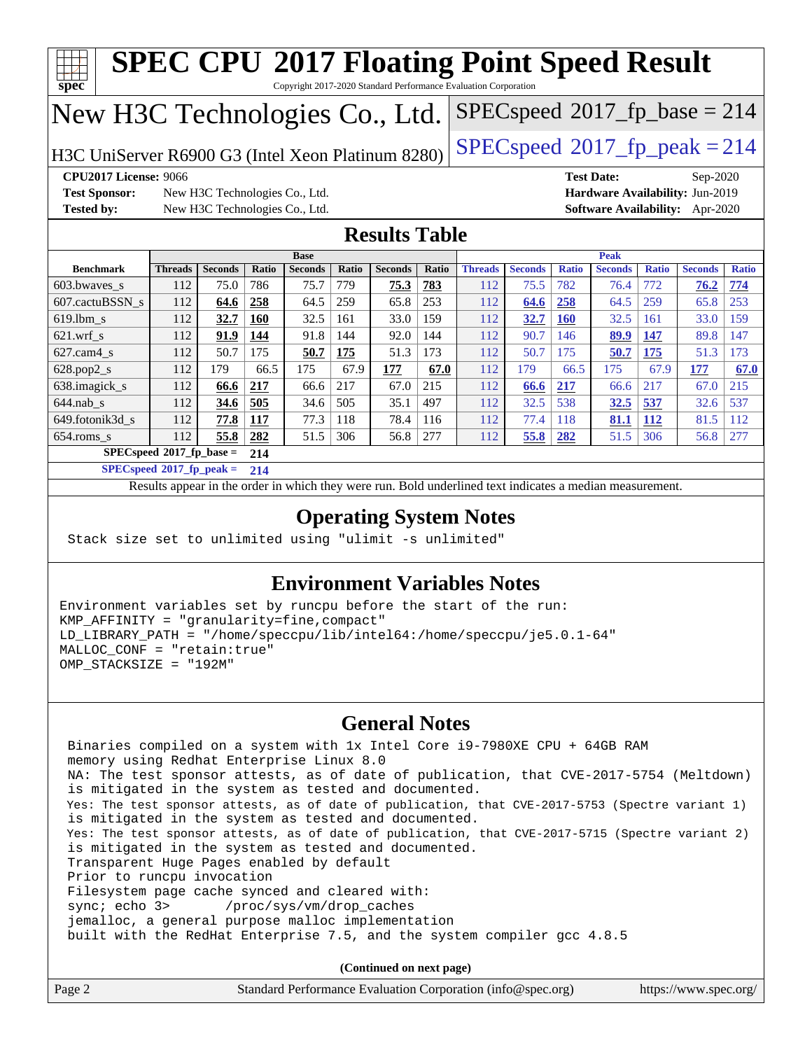# SPEC CPU 2017 Floating Point Speed Result

Copyright 2017-2020 Standard Performance Evaluation Corporation

## New H3C Technologies Co., Ltd.

H3C UniServer R6900 G3 (Intel Xeon Platinum 8280)

SPECspeed 2017_fp_base = 214

SPECspeed 2017_fp_peak = 214

**CPU2017 License:** 9066
**Test Sponsor:** New H3C Technologies Co., Ltd.
**Tested by:** New H3C Technologies Co., Ltd.

**Test Date:** Sep-2020
**Hardware Availability:** Jun-2019
**Software Availability:** Apr-2020

## Results Table

| Benchmark | Base | | | | | | | Peak | | | | | | |
|---|---|---|---|---|---|---|---|---|---|---|---|---|---|---|
| | Threads | Seconds | Ratio | Seconds | Ratio | Seconds | Ratio | Threads | Seconds | Ratio | Seconds | Ratio | Seconds | Ratio |
| 603.bwaves_s | 112 | 75.0 | 786 | 75.7 | 779 | **75.3** | **783** | 112 | 75.5 | 782 | 76.4 | 772 | **76.2** | **774** |
| 607.cactuBSSN_s | 112 | **64.6** | **258** | 64.5 | 259 | 65.8 | 253 | 112 | **64.6** | **258** | 64.5 | 259 | 65.8 | 253 |
| 619.lbm_s | 112 | **32.7** | **160** | 32.5 | 161 | 33.0 | 159 | 112 | **32.7** | **160** | 32.5 | 161 | 33.0 | 159 |
| 621.wrf_s | 112 | **91.9** | **144** | 91.8 | 144 | 92.0 | 144 | 112 | 90.7 | 146 | **89.9** | **147** | 89.8 | 147 |
| 627.cam4_s | 112 | 50.7 | 175 | **50.7** | **175** | 51.3 | 173 | 112 | 50.7 | 175 | **50.7** | **175** | 51.3 | 173 |
| 628.pop2_s | 112 | 179 | 66.5 | 175 | 67.9 | **177** | **67.0** | 112 | 179 | 66.5 | 175 | 67.9 | **177** | **67.0** |
| 638.imagick_s | 112 | **66.6** | **217** | 66.6 | 217 | 67.0 | 215 | 112 | **66.6** | **217** | 66.6 | 217 | 67.0 | 215 |
| 644.nab_s | 112 | **34.6** | **505** | 34.6 | 505 | 35.1 | 497 | 112 | 32.5 | 538 | **32.5** | **537** | 32.6 | 537 |
| 649.fotonik3d_s | 112 | **77.8** | **117** | 77.3 | 118 | 78.4 | 116 | 112 | 77.4 | 118 | **81.1** | **112** | 81.5 | 112 |
| 654.roms_s | 112 | **55.8** | **282** | 51.5 | 306 | 56.8 | 277 | 112 | **55.8** | **282** | 51.5 | 306 | 56.8 | 277 |

**SPECspeed 2017_fp_base = 214**

**SPECspeed 2017_fp_peak = 214**

Results appear in the order in which they were run. Bold underlined text indicates a median measurement.

## Operating System Notes

```
Stack size set to unlimited using "ulimit -s unlimited"
```

## Environment Variables Notes

```
Environment variables set by runcpu before the start of the run:
KMP_AFFINITY = "granularity=fine,compact"
LD_LIBRARY_PATH = "/home/speccpu/lib/intel64:/home/speccpu/je5.0.1-64"
MALLOC_CONF = "retain:true"
OMP_STACKSIZE = "192M"
```

## General Notes

```
Binaries compiled on a system with 1x Intel Core i9-7980XE CPU + 64GB RAM
memory using Redhat Enterprise Linux 8.0
NA: The test sponsor attests, as of date of publication, that CVE-2017-5754 (Meltdown)
is mitigated in the system as tested and documented.
Yes: The test sponsor attests, as of date of publication, that CVE-2017-5753 (Spectre variant 1)
is mitigated in the system as tested and documented.
Yes: The test sponsor attests, as of date of publication, that CVE-2017-5715 (Spectre variant 2)
is mitigated in the system as tested and documented.
Transparent Huge Pages enabled by default
Prior to runcpu invocation
Filesystem page cache synced and cleared with:
sync; echo 3>       /proc/sys/vm/drop_caches
jemalloc, a general purpose malloc implementation
built with the RedHat Enterprise 7.5, and the system compiler gcc 4.8.5
```

**(Continued on next page)**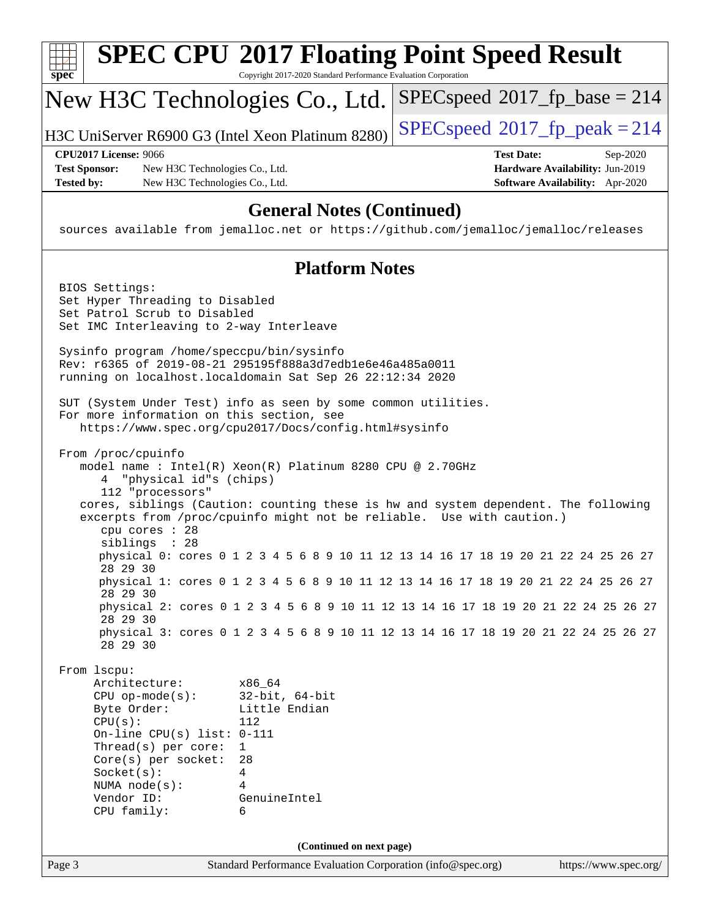## General Notes (Continued)

```
sources available from jemalloc.net or https://github.com/jemalloc/jemalloc/releases
```

## Platform Notes

```
BIOS Settings:
Set Hyper Threading to Disabled
Set Patrol Scrub to Disabled
Set IMC Interleaving to 2-way Interleave

Sysinfo program /home/speccpu/bin/sysinfo
Rev: r6365 of 2019-08-21 295195f888a3d7edb1e6e46a485a0011
running on localhost.localdomain Sat Sep 26 22:12:34 2020

SUT (System Under Test) info as seen by some common utilities.
For more information on this section, see
   https://www.spec.org/cpu2017/Docs/config.html#sysinfo

From /proc/cpuinfo
   model name : Intel(R) Xeon(R) Platinum 8280 CPU @ 2.70GHz
      4  "physical id"s (chips)
      112 "processors"
   cores, siblings (Caution: counting these is hw and system dependent. The following
   excerpts from /proc/cpuinfo might not be reliable.  Use with caution.)
      cpu cores : 28
      siblings  : 28
      physical 0: cores 0 1 2 3 4 5 6 8 9 10 11 12 13 14 16 17 18 19 20 21 22 24 25 26 27
      28 29 30
      physical 1: cores 0 1 2 3 4 5 6 8 9 10 11 12 13 14 16 17 18 19 20 21 22 24 25 26 27
      28 29 30
      physical 2: cores 0 1 2 3 4 5 6 8 9 10 11 12 13 14 16 17 18 19 20 21 22 24 25 26 27
      28 29 30
      physical 3: cores 0 1 2 3 4 5 6 8 9 10 11 12 13 14 16 17 18 19 20 21 22 24 25 26 27
      28 29 30

From lscpu:
     Architecture:        x86_64
     CPU op-mode(s):      32-bit, 64-bit
     Byte Order:          Little Endian
     CPU(s):              112
     On-line CPU(s) list: 0-111
     Thread(s) per core:  1
     Core(s) per socket:  28
     Socket(s):           4
     NUMA node(s):        4
     Vendor ID:           GenuineIntel
     CPU family:          6
```

(Continued on next page)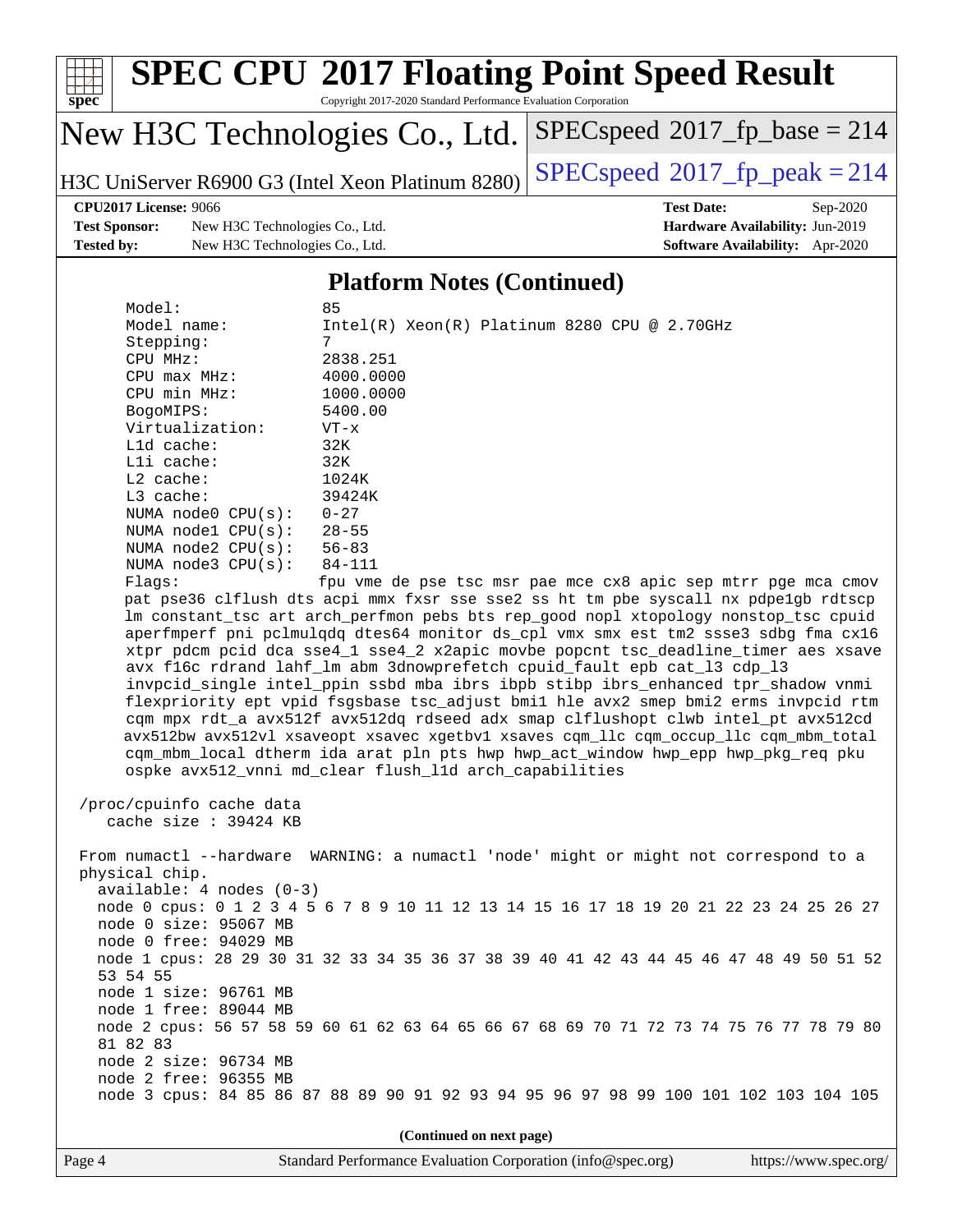## Platform Notes (Continued)

```
    Model:               85
    Model name:          Intel(R) Xeon(R) Platinum 8280 CPU @ 2.70GHz
    Stepping:            7
    CPU MHz:             2838.251
    CPU max MHz:         4000.0000
    CPU min MHz:         1000.0000
    BogoMIPS:            5400.00
    Virtualization:      VT-x
    L1d cache:           32K
    L1i cache:           32K
    L2 cache:            1024K
    L3 cache:            39424K
    NUMA node0 CPU(s):   0-27
    NUMA node1 CPU(s):   28-55
    NUMA node2 CPU(s):   56-83
    NUMA node3 CPU(s):   84-111
    Flags:               fpu vme de pse tsc msr pae mce cx8 apic sep mtrr pge mca cmov
    pat pse36 clflush dts acpi mmx fxsr sse sse2 ss ht tm pbe syscall nx pdpe1gb rdtscp
    lm constant_tsc art arch_perfmon pebs bts rep_good nopl xtopology nonstop_tsc cpuid
    aperfmperf pni pclmulqdq dtes64 monitor ds_cpl vmx smx est tm2 ssse3 sdbg fma cx16
    xtpr pdcm pcid dca sse4_1 sse4_2 x2apic movbe popcnt tsc_deadline_timer aes xsave
    avx f16c rdrand lahf_lm abm 3dnowprefetch cpuid_fault epb cat_l3 cdp_l3
    invpcid_single intel_ppin ssbd mba ibrs ibpb stibp ibrs_enhanced tpr_shadow vnmi
    flexpriority ept vpid fsgsbase tsc_adjust bmi1 hle avx2 smep bmi2 erms invpcid rtm
    cqm mpx rdt_a avx512f avx512dq rdseed adx smap clflushopt clwb intel_pt avx512cd
    avx512bw avx512vl xsaveopt xsavec xgetbv1 xsaves cqm_llc cqm_occup_llc cqm_mbm_total
    cqm_mbm_local dtherm ida arat pln pts hwp hwp_act_window hwp_epp hwp_pkg_req pku
    ospke avx512_vnni md_clear flush_l1d arch_capabilities

 /proc/cpuinfo cache data
    cache size : 39424 KB

 From numactl --hardware  WARNING: a numactl 'node' might or might not correspond to a
 physical chip.
   available: 4 nodes (0-3)
   node 0 cpus: 0 1 2 3 4 5 6 7 8 9 10 11 12 13 14 15 16 17 18 19 20 21 22 23 24 25 26 27
   node 0 size: 95067 MB
   node 0 free: 94029 MB
   node 1 cpus: 28 29 30 31 32 33 34 35 36 37 38 39 40 41 42 43 44 45 46 47 48 49 50 51 52
   53 54 55
   node 1 size: 96761 MB
   node 1 free: 89044 MB
   node 2 cpus: 56 57 58 59 60 61 62 63 64 65 66 67 68 69 70 71 72 73 74 75 76 77 78 79 80
   81 82 83
   node 2 size: 96734 MB
   node 2 free: 96355 MB
   node 3 cpus: 84 85 86 87 88 89 90 91 92 93 94 95 96 97 98 99 100 101 102 103 104 105
```

(Continued on next page)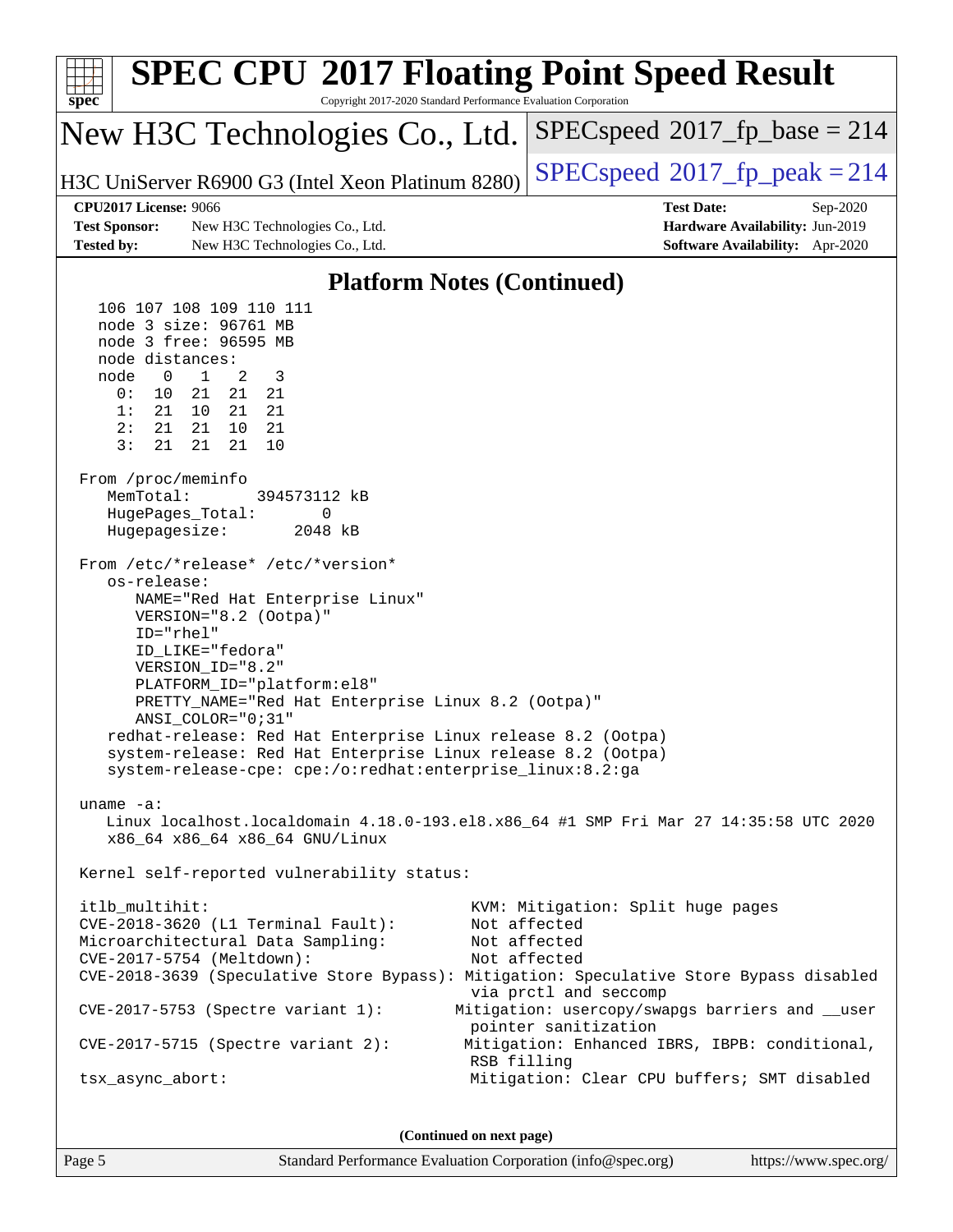## Platform Notes (Continued)

```
   106 107 108 109 110 111
   node 3 size: 96761 MB
   node 3 free: 96595 MB
   node distances:
   node   0   1   2   3
     0:  10  21  21  21
     1:  21  10  21  21
     2:  21  21  10  21
     3:  21  21  21  10

 From /proc/meminfo
    MemTotal:       394573112 kB
    HugePages_Total:       0
    Hugepagesize:       2048 kB

 From /etc/*release* /etc/*version*
    os-release:
       NAME="Red Hat Enterprise Linux"
       VERSION="8.2 (Ootpa)"
       ID="rhel"
       ID_LIKE="fedora"
       VERSION_ID="8.2"
       PLATFORM_ID="platform:el8"
       PRETTY_NAME="Red Hat Enterprise Linux 8.2 (Ootpa)"
       ANSI_COLOR="0;31"
    redhat-release: Red Hat Enterprise Linux release 8.2 (Ootpa)
    system-release: Red Hat Enterprise Linux release 8.2 (Ootpa)
    system-release-cpe: cpe:/o:redhat:enterprise_linux:8.2:ga

 uname -a:
    Linux localhost.localdomain 4.18.0-193.el8.x86_64 #1 SMP Fri Mar 27 14:35:58 UTC 2020
    x86_64 x86_64 x86_64 GNU/Linux

 Kernel self-reported vulnerability status:

 itlb_multihit:                             KVM: Mitigation: Split huge pages
 CVE-2018-3620 (L1 Terminal Fault):         Not affected
 Microarchitectural Data Sampling:          Not affected
 CVE-2017-5754 (Meltdown):                  Not affected
 CVE-2018-3639 (Speculative Store Bypass): Mitigation: Speculative Store Bypass disabled
                                            via prctl and seccomp
 CVE-2017-5753 (Spectre variant 1):        Mitigation: usercopy/swapgs barriers and __user
                                            pointer sanitization
 CVE-2017-5715 (Spectre variant 2):         Mitigation: Enhanced IBRS, IBPB: conditional,
                                            RSB filling
 tsx_async_abort:                           Mitigation: Clear CPU buffers; SMT disabled
```

**(Continued on next page)**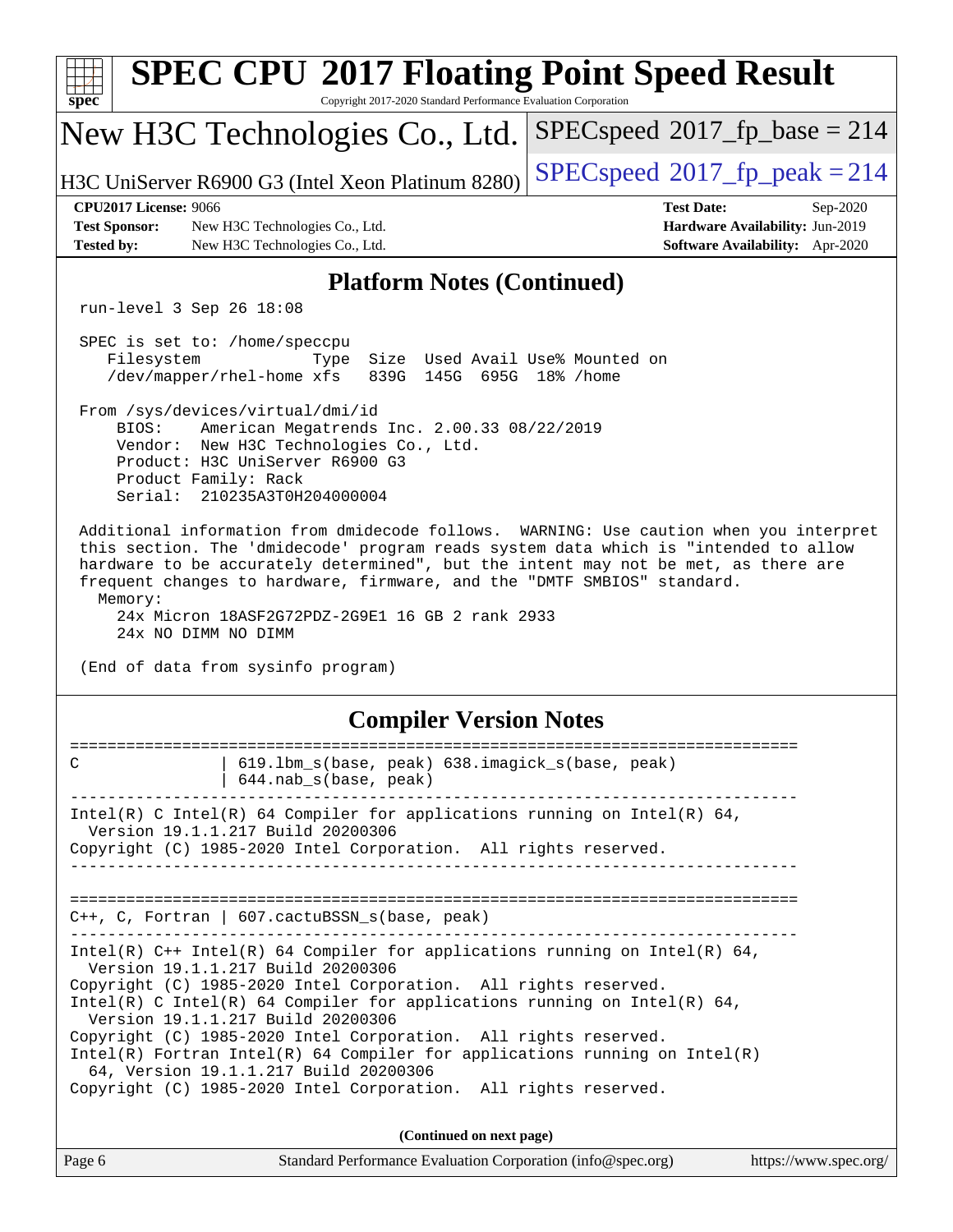## Platform Notes (Continued)

```
run-level 3 Sep 26 18:08

SPEC is set to: /home/speccpu
   Filesystem            Type  Size  Used Avail Use% Mounted on
   /dev/mapper/rhel-home xfs   839G  145G  695G  18% /home

From /sys/devices/virtual/dmi/id
    BIOS:    American Megatrends Inc. 2.00.33 08/22/2019
    Vendor:  New H3C Technologies Co., Ltd.
    Product: H3C UniServer R6900 G3
    Product Family: Rack
    Serial:  210235A3T0H204000004

Additional information from dmidecode follows.  WARNING: Use caution when you interpret
this section. The 'dmidecode' program reads system data which is "intended to allow
hardware to be accurately determined", but the intent may not be met, as there are
frequent changes to hardware, firmware, and the "DMTF SMBIOS" standard.
  Memory:
    24x Micron 18ASF2G72PDZ-2G9E1 16 GB 2 rank 2933
    24x NO DIMM NO DIMM

(End of data from sysinfo program)
```

## Compiler Version Notes

```
==============================================================================
C               | 619.lbm_s(base, peak) 638.imagick_s(base, peak)
                | 644.nab_s(base, peak)
------------------------------------------------------------------------------
Intel(R) C Intel(R) 64 Compiler for applications running on Intel(R) 64,
  Version 19.1.1.217 Build 20200306
Copyright (C) 1985-2020 Intel Corporation.  All rights reserved.
------------------------------------------------------------------------------

==============================================================================
C++, C, Fortran | 607.cactuBSSN_s(base, peak)
------------------------------------------------------------------------------
Intel(R) C++ Intel(R) 64 Compiler for applications running on Intel(R) 64,
  Version 19.1.1.217 Build 20200306
Copyright (C) 1985-2020 Intel Corporation.  All rights reserved.
Intel(R) C Intel(R) 64 Compiler for applications running on Intel(R) 64,
  Version 19.1.1.217 Build 20200306
Copyright (C) 1985-2020 Intel Corporation.  All rights reserved.
Intel(R) Fortran Intel(R) 64 Compiler for applications running on Intel(R)
  64, Version 19.1.1.217 Build 20200306
Copyright (C) 1985-2020 Intel Corporation.  All rights reserved.
```

(Continued on next page)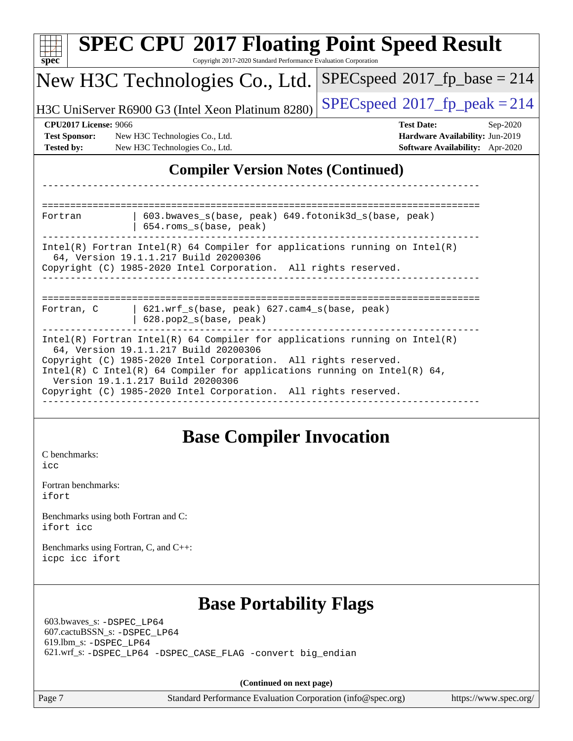## Compiler Version Notes (Continued)

```
------------------------------------------------------------------------------

==============================================================================
Fortran         | 603.bwaves_s(base, peak) 649.fotonik3d_s(base, peak)
                | 654.roms_s(base, peak)
------------------------------------------------------------------------------
Intel(R) Fortran Intel(R) 64 Compiler for applications running on Intel(R)
  64, Version 19.1.1.217 Build 20200306
Copyright (C) 1985-2020 Intel Corporation.  All rights reserved.
------------------------------------------------------------------------------

==============================================================================
Fortran, C      | 621.wrf_s(base, peak) 627.cam4_s(base, peak)
                | 628.pop2_s(base, peak)
------------------------------------------------------------------------------
Intel(R) Fortran Intel(R) 64 Compiler for applications running on Intel(R)
  64, Version 19.1.1.217 Build 20200306
Copyright (C) 1985-2020 Intel Corporation.  All rights reserved.
Intel(R) C Intel(R) 64 Compiler for applications running on Intel(R) 64,
  Version 19.1.1.217 Build 20200306
Copyright (C) 1985-2020 Intel Corporation.  All rights reserved.
------------------------------------------------------------------------------
```

## Base Compiler Invocation

C benchmarks:
`icc`

Fortran benchmarks:
`ifort`

Benchmarks using both Fortran and C:
`ifort icc`

Benchmarks using Fortran, C, and C++:
`icpc icc ifort`

## Base Portability Flags

603.bwaves_s: `-DSPEC_LP64`
607.cactuBSSN_s: `-DSPEC_LP64`
619.lbm_s: `-DSPEC_LP64`
621.wrf_s: `-DSPEC_LP64 -DSPEC_CASE_FLAG -convert big_endian`

**(Continued on next page)**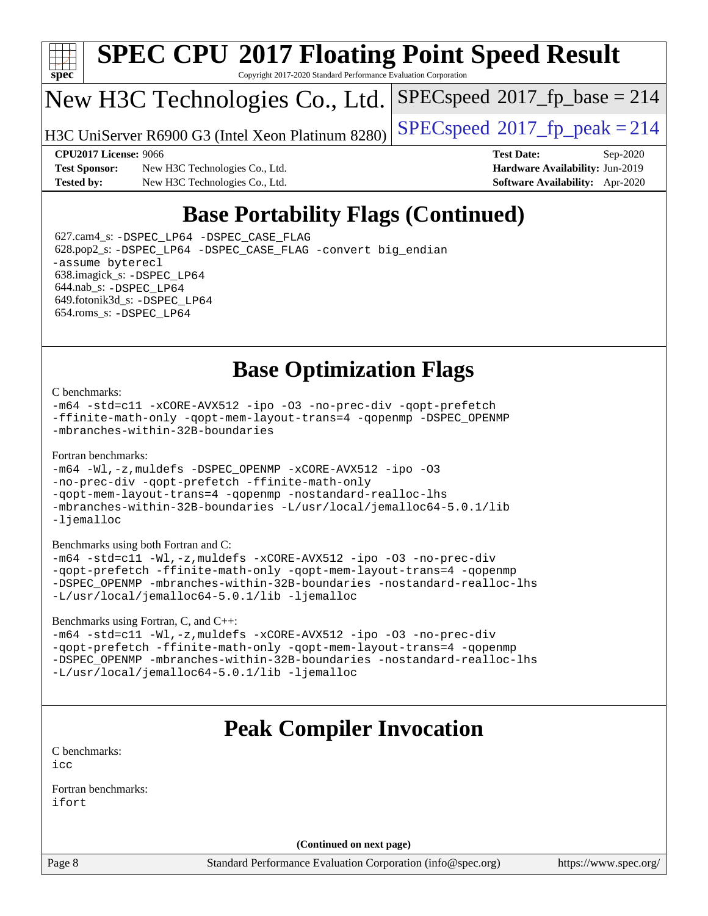# SPEC CPU 2017 Floating Point Speed Result

Copyright 2017-2020 Standard Performance Evaluation Corporation

## New H3C Technologies Co., Ltd.

H3C UniServer R6900 G3 (Intel Xeon Platinum 8280)

SPECspeed 2017_fp_base = 214

SPECspeed 2017_fp_peak = 214

**CPU2017 License:** 9066
**Test Sponsor:** New H3C Technologies Co., Ltd.
**Tested by:** New H3C Technologies Co., Ltd.

**Test Date:** Sep-2020
**Hardware Availability:** Jun-2019
**Software Availability:** Apr-2020

## Base Portability Flags (Continued)

627.cam4_s: -DSPEC_LP64 -DSPEC_CASE_FLAG
628.pop2_s: -DSPEC_LP64 -DSPEC_CASE_FLAG -convert big_endian -assume byterecl
638.imagick_s: -DSPEC_LP64
644.nab_s: -DSPEC_LP64
649.fotonik3d_s: -DSPEC_LP64
654.roms_s: -DSPEC_LP64

## Base Optimization Flags

C benchmarks:

```
-m64 -std=c11 -xCORE-AVX512 -ipo -O3 -no-prec-div -qopt-prefetch
-ffinite-math-only -qopt-mem-layout-trans=4 -qopenmp -DSPEC_OPENMP
-mbranches-within-32B-boundaries
```

Fortran benchmarks:

```
-m64 -Wl,-z,muldefs -DSPEC_OPENMP -xCORE-AVX512 -ipo -O3
-no-prec-div -qopt-prefetch -ffinite-math-only
-qopt-mem-layout-trans=4 -qopenmp -nostandard-realloc-lhs
-mbranches-within-32B-boundaries -L/usr/local/jemalloc64-5.0.1/lib
-ljemalloc
```

Benchmarks using both Fortran and C:

```
-m64 -std=c11 -Wl,-z,muldefs -xCORE-AVX512 -ipo -O3 -no-prec-div
-qopt-prefetch -ffinite-math-only -qopt-mem-layout-trans=4 -qopenmp
-DSPEC_OPENMP -mbranches-within-32B-boundaries -nostandard-realloc-lhs
-L/usr/local/jemalloc64-5.0.1/lib -ljemalloc
```

Benchmarks using Fortran, C, and C++:

```
-m64 -std=c11 -Wl,-z,muldefs -xCORE-AVX512 -ipo -O3 -no-prec-div
-qopt-prefetch -ffinite-math-only -qopt-mem-layout-trans=4 -qopenmp
-DSPEC_OPENMP -mbranches-within-32B-boundaries -nostandard-realloc-lhs
-L/usr/local/jemalloc64-5.0.1/lib -ljemalloc
```

## Peak Compiler Invocation

C benchmarks:
icc

Fortran benchmarks:
ifort

(Continued on next page)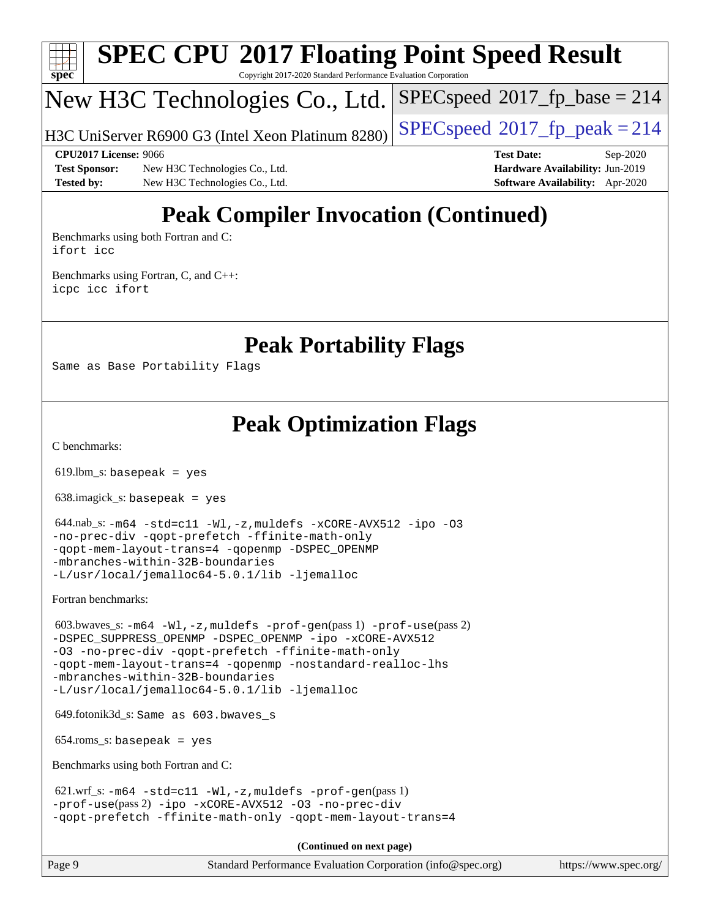# Peak Compiler Invocation (Continued)

Benchmarks using both Fortran and C:
`ifort icc`

Benchmarks using Fortran, C, and C++:
`icpc icc ifort`

# Peak Portability Flags

Same as Base Portability Flags

# Peak Optimization Flags

C benchmarks:

619.lbm_s: `basepeak = yes`

638.imagick_s: `basepeak = yes`

644.nab_s: `-m64 -std=c11 -Wl,-z,muldefs -xCORE-AVX512 -ipo -O3 -no-prec-div -qopt-prefetch -ffinite-math-only -qopt-mem-layout-trans=4 -qopenmp -DSPEC_OPENMP -mbranches-within-32B-boundaries -L/usr/local/jemalloc64-5.0.1/lib -ljemalloc`

Fortran benchmarks:

603.bwaves_s: `-m64 -Wl,-z,muldefs -prof-gen`(pass 1) `-prof-use`(pass 2) `-DSPEC_SUPPRESS_OPENMP -DSPEC_OPENMP -ipo -xCORE-AVX512 -O3 -no-prec-div -qopt-prefetch -ffinite-math-only -qopt-mem-layout-trans=4 -qopenmp -nostandard-realloc-lhs -mbranches-within-32B-boundaries -L/usr/local/jemalloc64-5.0.1/lib -ljemalloc`

649.fotonik3d_s: `Same as 603.bwaves_s`

654.roms_s: `basepeak = yes`

Benchmarks using both Fortran and C:

621.wrf_s: `-m64 -std=c11 -Wl,-z,muldefs -prof-gen`(pass 1) `-prof-use`(pass 2) `-ipo -xCORE-AVX512 -O3 -no-prec-div -qopt-prefetch -ffinite-math-only -qopt-mem-layout-trans=4`

**(Continued on next page)**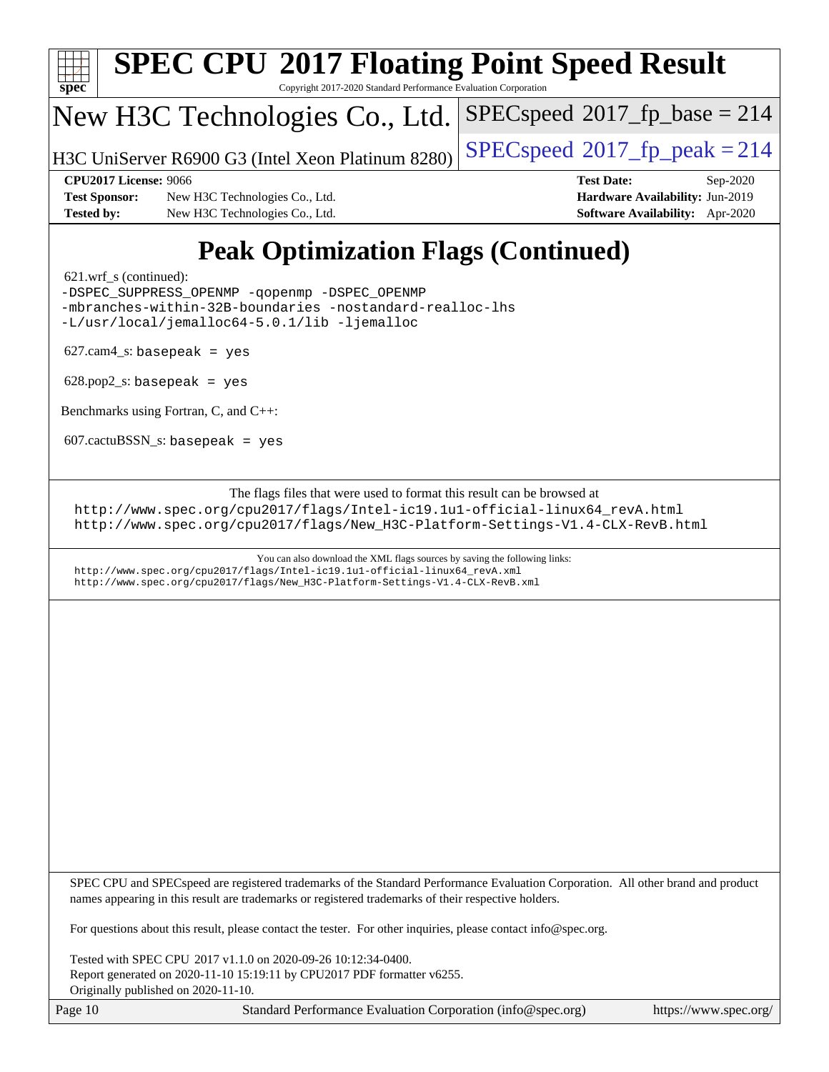# Peak Optimization Flags (Continued)

621.wrf_s (continued):

```
-DSPEC_SUPPRESS_OPENMP -qopenmp -DSPEC_OPENMP
-mbranches-within-32B-boundaries -nostandard-realloc-lhs
-L/usr/local/jemalloc64-5.0.1/lib -ljemalloc
```

627.cam4_s: `basepeak = yes`

628.pop2_s: `basepeak = yes`

Benchmarks using Fortran, C, and C++:

607.cactuBSSN_s: `basepeak = yes`

The flags files that were used to format this result can be browsed at

http://www.spec.org/cpu2017/flags/Intel-ic19.1u1-official-linux64_revA.html
http://www.spec.org/cpu2017/flags/New_H3C-Platform-Settings-V1.4-CLX-RevB.html

You can also download the XML flags sources by saving the following links:

http://www.spec.org/cpu2017/flags/Intel-ic19.1u1-official-linux64_revA.xml
http://www.spec.org/cpu2017/flags/New_H3C-Platform-Settings-V1.4-CLX-RevB.xml

SPEC CPU and SPECspeed are registered trademarks of the Standard Performance Evaluation Corporation. All other brand and product names appearing in this result are trademarks or registered trademarks of their respective holders.

For questions about this result, please contact the tester. For other inquiries, please contact info@spec.org.

Tested with SPEC CPU 2017 v1.1.0 on 2020-09-26 10:12:34-0400.
Report generated on 2020-11-10 15:19:11 by CPU2017 PDF formatter v6255.
Originally published on 2020-11-10.